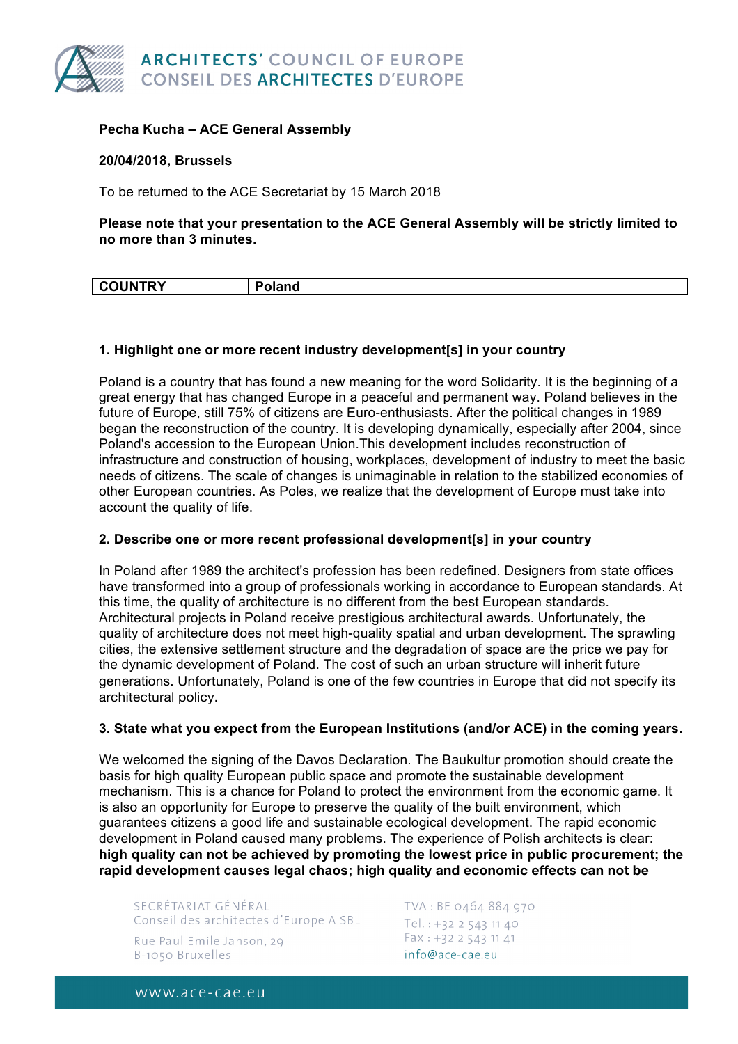**Pecha Kucha – ACE General Assembly**

**20/04/2018, Brussels**

To be returned to the ACE Secretariat by 15 March 2018

**Please note that your presentation to the ACE General Assembly will be strictly limited to no more than 3 minutes.**

| COUNTRY | Poland |
|---|---|

### 1. Highlight one or more recent industry development[s] in your country

Poland is a country that has found a new meaning for the word Solidarity. It is the beginning of a great energy that has changed Europe in a peaceful and permanent way. Poland believes in the future of Europe, still 75% of citizens are Euro-enthusiasts. After the political changes in 1989 began the reconstruction of the country. It is developing dynamically, especially after 2004, since Poland's accession to the European Union.This development includes reconstruction of infrastructure and construction of housing, workplaces, development of industry to meet the basic needs of citizens. The scale of changes is unimaginable in relation to the stabilized economies of other European countries. As Poles, we realize that the development of Europe must take into account the quality of life.

### 2. Describe one or more recent professional development[s] in your country

In Poland after 1989 the architect's profession has been redefined. Designers from state offices have transformed into a group of professionals working in accordance to European standards. At this time, the quality of architecture is no different from the best European standards. Architectural projects in Poland receive prestigious architectural awards. Unfortunately, the quality of architecture does not meet high-quality spatial and urban development. The sprawling cities, the extensive settlement structure and the degradation of space are the price we pay for the dynamic development of Poland. The cost of such an urban structure will inherit future generations. Unfortunately, Poland is one of the few countries in Europe that did not specify its architectural policy.

### 3. State what you expect from the European Institutions (and/or ACE) in the coming years.

We welcomed the signing of the Davos Declaration. The Baukultur promotion should create the basis for high quality European public space and promote the sustainable development mechanism. This is a chance for Poland to protect the environment from the economic game. It is also an opportunity for Europe to preserve the quality of the built environment, which guarantees citizens a good life and sustainable ecological development. The rapid economic development in Poland caused many problems. The experience of Polish architects is clear: **high quality can not be achieved by promoting the lowest price in public procurement; the rapid development causes legal chaos; high quality and economic effects can not be**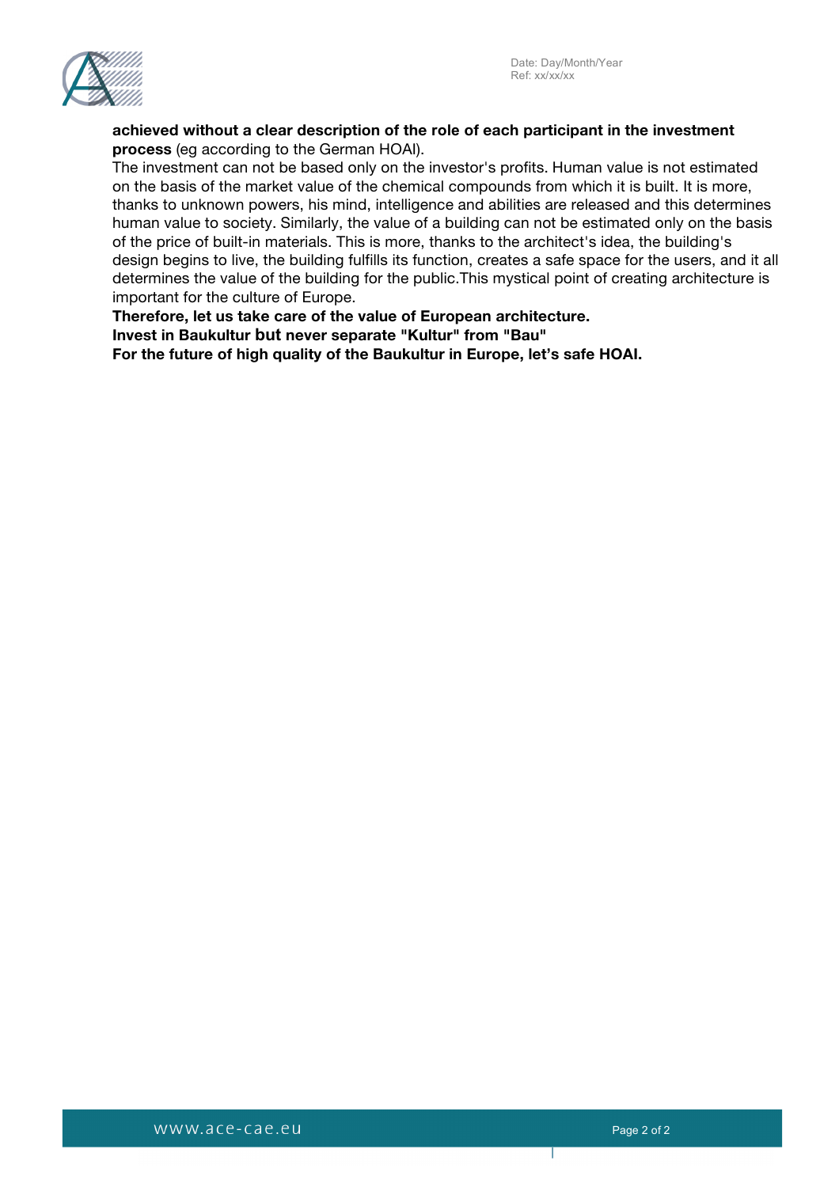**achieved without a clear description of the role of each participant in the investment process** (eg according to the German HOAI).

The investment can not be based only on the investor's profits. Human value is not estimated on the basis of the market value of the chemical compounds from which it is built. It is more, thanks to unknown powers, his mind, intelligence and abilities are released and this determines human value to society. Similarly, the value of a building can not be estimated only on the basis of the price of built-in materials. This is more, thanks to the architect's idea, the building's design begins to live, the building fulfills its function, creates a safe space for the users, and it all determines the value of the building for the public.This mystical point of creating architecture is important for the culture of Europe.

**Therefore, let us take care of the value of European architecture.**

**Invest in Baukultur but never separate "Kultur" from "Bau"**

**For the future of high quality of the Baukultur in Europe, let's safe HOAI.**